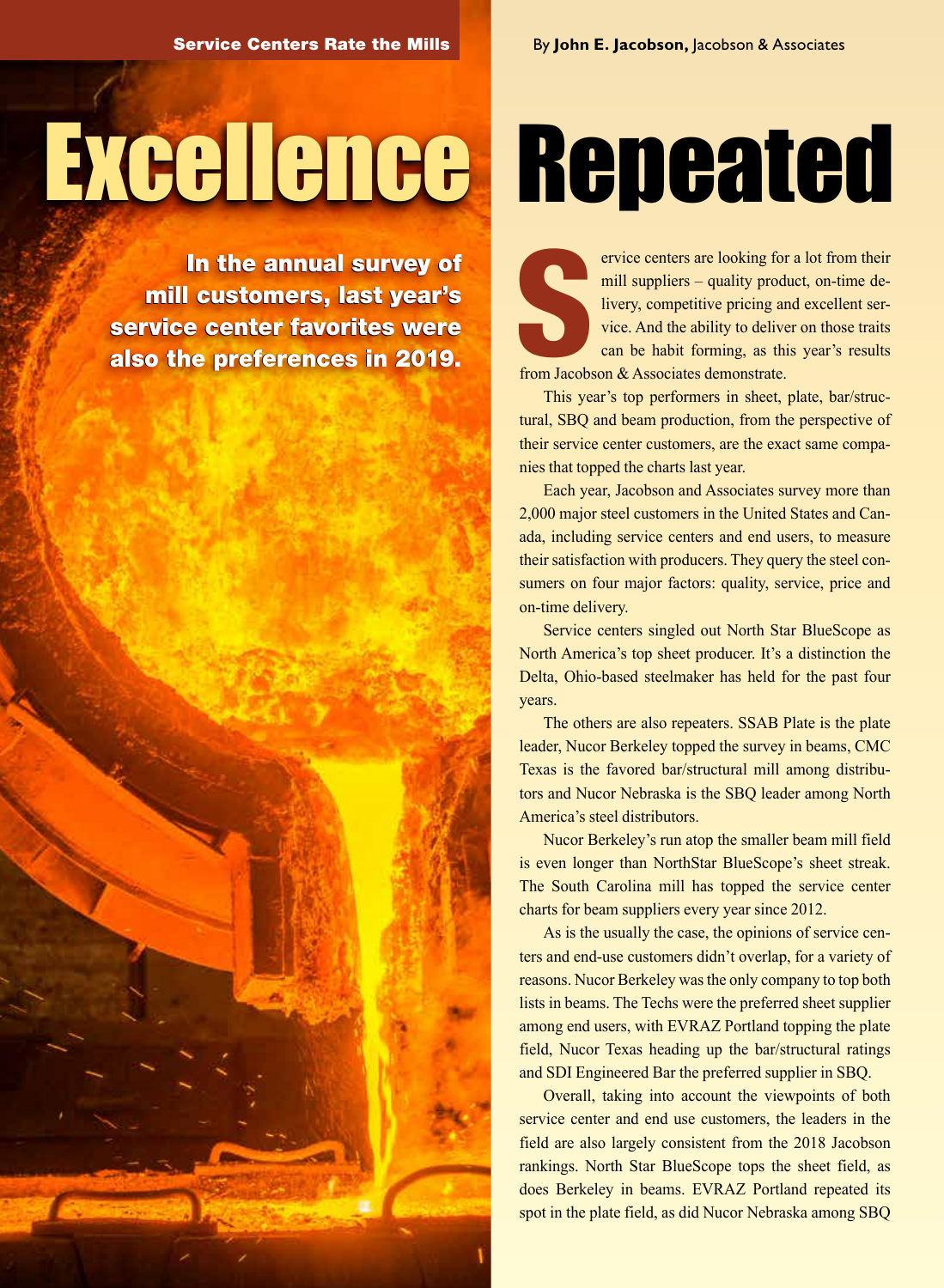Service Centers Rate the Mills

By **John E. Jacobson,** Jacobson & Associates

# Excellence Repeated

**In the annual survey of mill customers, last year's service center favorites were also the preferences in 2019.**

Service centers are looking for a lot from their mill suppliers – quality product, on-time delivery, competitive pricing and excellent service. And the ability to deliver on those traits can be habit forming, as this year's results from Jacobson & Associates demonstrate.

This year's top performers in sheet, plate, bar/structural, SBQ and beam production, from the perspective of their service center customers, are the exact same companies that topped the charts last year.

Each year, Jacobson and Associates survey more than 2,000 major steel customers in the United States and Canada, including service centers and end users, to measure their satisfaction with producers. They query the steel consumers on four major factors: quality, service, price and on-time delivery.

Service centers singled out North Star BlueScope as North America's top sheet producer. It's a distinction the Delta, Ohio-based steelmaker has held for the past four years.

The others are also repeaters. SSAB Plate is the plate leader, Nucor Berkeley topped the survey in beams, CMC Texas is the favored bar/structural mill among distributors and Nucor Nebraska is the SBQ leader among North America's steel distributors.

Nucor Berkeley's run atop the smaller beam mill field is even longer than NorthStar BlueScope's sheet streak. The South Carolina mill has topped the service center charts for beam suppliers every year since 2012.

As is the usually the case, the opinions of service centers and end-use customers didn't overlap, for a variety of reasons. Nucor Berkeley was the only company to top both lists in beams. The Techs were the preferred sheet supplier among end users, with EVRAZ Portland topping the plate field, Nucor Texas heading up the bar/structural ratings and SDI Engineered Bar the preferred supplier in SBQ.

Overall, taking into account the viewpoints of both service center and end use customers, the leaders in the field are also largely consistent from the 2018 Jacobson rankings. North Star BlueScope tops the sheet field, as does Berkeley in beams. EVRAZ Portland repeated its spot in the plate field, as did Nucor Nebraska among SBQ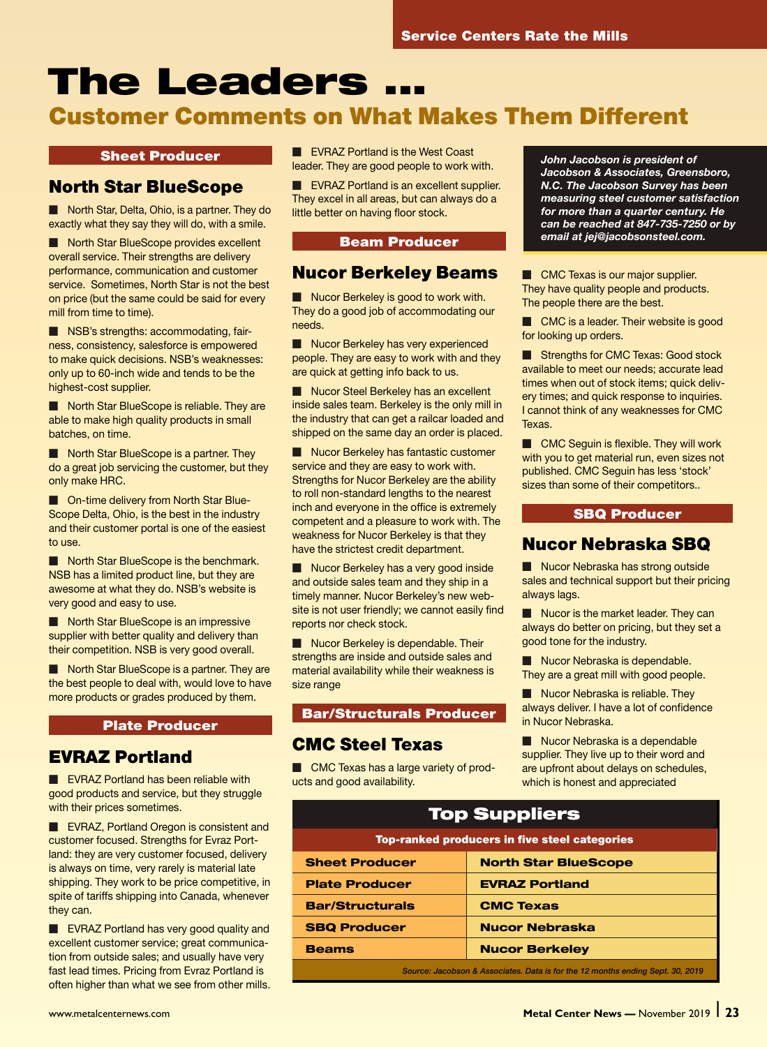# The Leaders …

## Customer Comments on What Makes Them Different

### Sheet Producer

## North Star BlueScope

■ North Star, Delta, Ohio, is a partner. They do exactly what they say they will do, with a smile.

■ North Star BlueScope provides excellent overall service. Their strengths are delivery performance, communication and customer service. Sometimes, North Star is not the best on price (but the same could be said for every mill from time to time).

■ NSB's strengths: accommodating, fairness, consistency, salesforce is empowered to make quick decisions. NSB's weaknesses: only up to 60-inch wide and tends to be the highest-cost supplier.

■ North Star BlueScope is reliable. They are able to make high quality products in small batches, on time.

■ North Star BlueScope is a partner. They do a great job servicing the customer, but they only make HRC.

■ On-time delivery from North Star BlueScope Delta, Ohio, is the best in the industry and their customer portal is one of the easiest to use.

■ North Star BlueScope is the benchmark. NSB has a limited product line, but they are awesome at what they do. NSB's website is very good and easy to use.

■ North Star BlueScope is an impressive supplier with better quality and delivery than their competition. NSB is very good overall.

■ North Star BlueScope is a partner. They are the best people to deal with, would love to have more products or grades produced by them.

### Plate Producer

## EVRAZ Portland

■ EVRAZ Portland has been reliable with good products and service, but they struggle with their prices sometimes.

■ EVRAZ, Portland Oregon is consistent and customer focused. Strengths for Evraz Portland: they are very customer focused, delivery is always on time, very rarely is material late shipping. They work to be price competitive, in spite of tariffs shipping into Canada, whenever they can.

■ EVRAZ Portland has very good quality and excellent customer service; great communication from outside sales; and usually have very fast lead times. Pricing from Evraz Portland is often higher than what we see from other mills.

■ EVRAZ Portland is the West Coast leader. They are good people to work with.

■ EVRAZ Portland is an excellent supplier. They excel in all areas, but can always do a little better on having floor stock.

### Beam Producer

## Nucor Berkeley Beams

■ Nucor Berkeley is good to work with. They do a good job of accommodating our needs.

■ Nucor Berkeley has very experienced people. They are easy to work with and they are quick at getting info back to us.

■ Nucor Steel Berkeley has an excellent inside sales team. Berkeley is the only mill in the industry that can get a railcar loaded and shipped on the same day an order is placed.

■ Nucor Berkeley has fantastic customer service and they are easy to work with. Strengths for Nucor Berkeley are the ability to roll non-standard lengths to the nearest inch and everyone in the office is extremely competent and a pleasure to work with. The weakness for Nucor Berkeley is that they have the strictest credit department.

■ Nucor Berkeley has a very good inside and outside sales team and they ship in a timely manner. Nucor Berkeley's new website is not user friendly; we cannot easily find reports nor check stock.

■ Nucor Berkeley is dependable. Their strengths are inside and outside sales and material availability while their weakness is size range

### Bar/Structurals Producer

## CMC Steel Texas

■ CMC Texas has a large variety of products and good availability.

***John Jacobson is president of Jacobson & Associates, Greensboro, N.C. The Jacobson Survey has been measuring steel customer satisfaction for more than a quarter century. He can be reached at 847-735-7250 or by email at jej@jacobsonsteel.com.***

■ CMC Texas is our major supplier. They have quality people and products. The people there are the best.

■ CMC is a leader. Their website is good for looking up orders.

■ Strengths for CMC Texas: Good stock available to meet our needs; accurate lead times when out of stock items; quick delivery times; and quick response to inquiries. I cannot think of any weaknesses for CMC Texas.

■ CMC Seguin is flexible. They will work with you to get material run, even sizes not published. CMC Seguin has less 'stock' sizes than some of their competitors..

### SBQ Producer

## Nucor Nebraska SBQ

■ Nucor Nebraska has strong outside sales and technical support but their pricing always lags.

■ Nucor is the market leader. They can always do better on pricing, but they set a good tone for the industry.

■ Nucor Nebraska is dependable. They are a great mill with good people.

■ Nucor Nebraska is reliable. They always deliver. I have a lot of confidence in Nucor Nebraska.

■ Nucor Nebraska is a dependable supplier. They live up to their word and are upfront about delays on schedules, which is honest and appreciated

### Top Suppliers

**Top-ranked producers in five steel categories**

| Category | Producer |
|---|---|
| Sheet Producer | North Star BlueScope |
| Plate Producer | EVRAZ Portland |
| Bar/Structurals | CMC Texas |
| SBQ Producer | Nucor Nebraska |
| Beams | Nucor Berkeley |

*Source: Jacobson & Associates. Data is for the 12 months ending Sept. 30, 2019*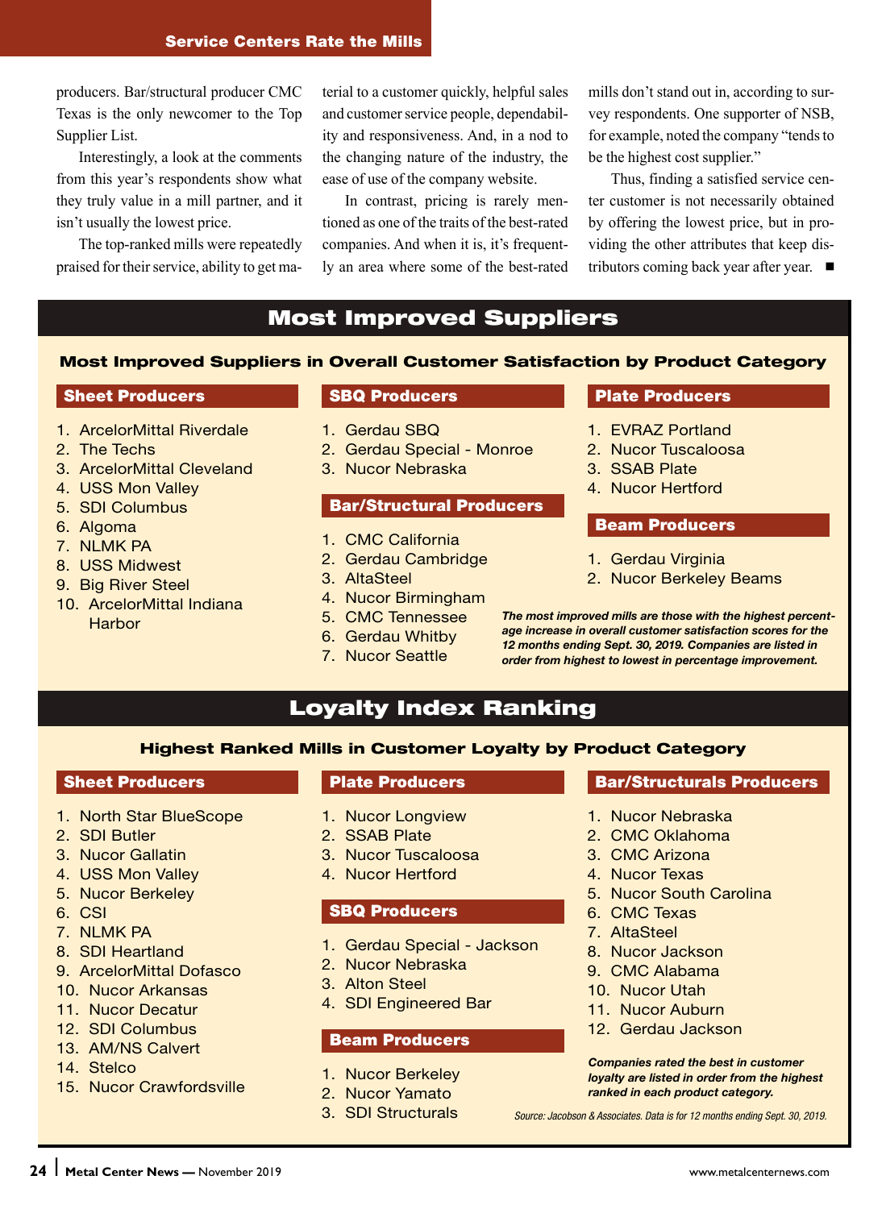producers. Bar/structural producer CMC Texas is the only newcomer to the Top Supplier List.

Interestingly, a look at the comments from this year's respondents show what they truly value in a mill partner, and it isn't usually the lowest price.

The top-ranked mills were repeatedly praised for their service, ability to get material to a customer quickly, helpful sales and customer service people, dependability and responsiveness. And, in a nod to the changing nature of the industry, the ease of use of the company website.

In contrast, pricing is rarely mentioned as one of the traits of the best-rated companies. And when it is, it's frequently an area where some of the best-rated mills don't stand out in, according to survey respondents. One supporter of NSB, for example, noted the company "tends to be the highest cost supplier."

Thus, finding a satisfied service center customer is not necessarily obtained by offering the lowest price, but in providing the other attributes that keep distributors coming back year after year. ■

## Most Improved Suppliers

### Most Improved Suppliers in Overall Customer Satisfaction by Product Category

**Sheet Producers**

1. ArcelorMittal Riverdale
2. The Techs
3. ArcelorMittal Cleveland
4. USS Mon Valley
5. SDI Columbus
6. Algoma
7. NLMK PA
8. USS Midwest
9. Big River Steel
10. ArcelorMittal Indiana Harbor

**SBQ Producers**

1. Gerdau SBQ
2. Gerdau Special - Monroe
3. Nucor Nebraska

**Bar/Structural Producers**

1. CMC California
2. Gerdau Cambridge
3. AltaSteel
4. Nucor Birmingham
5. CMC Tennessee
6. Gerdau Whitby
7. Nucor Seattle

**Plate Producers**

1. EVRAZ Portland
2. Nucor Tuscaloosa
3. SSAB Plate
4. Nucor Hertford

**Beam Producers**

1. Gerdau Virginia
2. Nucor Berkeley Beams

***The most improved mills are those with the highest percentage increase in overall customer satisfaction scores for the 12 months ending Sept. 30, 2019. Companies are listed in order from highest to lowest in percentage improvement.***

## Loyalty Index Ranking

### Highest Ranked Mills in Customer Loyalty by Product Category

**Sheet Producers**

1. North Star BlueScope
2. SDI Butler
3. Nucor Gallatin
4. USS Mon Valley
5. Nucor Berkeley
6. CSI
7. NLMK PA
8. SDI Heartland
9. ArcelorMittal Dofasco
10. Nucor Arkansas
11. Nucor Decatur
12. SDI Columbus
13. AM/NS Calvert
14. Stelco
15. Nucor Crawfordsville

**Plate Producers**

1. Nucor Longview
2. SSAB Plate
3. Nucor Tuscaloosa
4. Nucor Hertford

**SBQ Producers**

1. Gerdau Special - Jackson
2. Nucor Nebraska
3. Alton Steel
4. SDI Engineered Bar

**Beam Producers**

1. Nucor Berkeley
2. Nucor Yamato
3. SDI Structurals

**Bar/Structurals Producers**

1. Nucor Nebraska
2. CMC Oklahoma
3. CMC Arizona
4. Nucor Texas
5. Nucor South Carolina
6. CMC Texas
7. AltaSteel
8. Nucor Jackson
9. CMC Alabama
10. Nucor Utah
11. Nucor Auburn
12. Gerdau Jackson

***Companies rated the best in customer loyalty are listed in order from the highest ranked in each product category.***

*Source: Jacobson & Associates. Data is for 12 months ending Sept. 30, 2019.*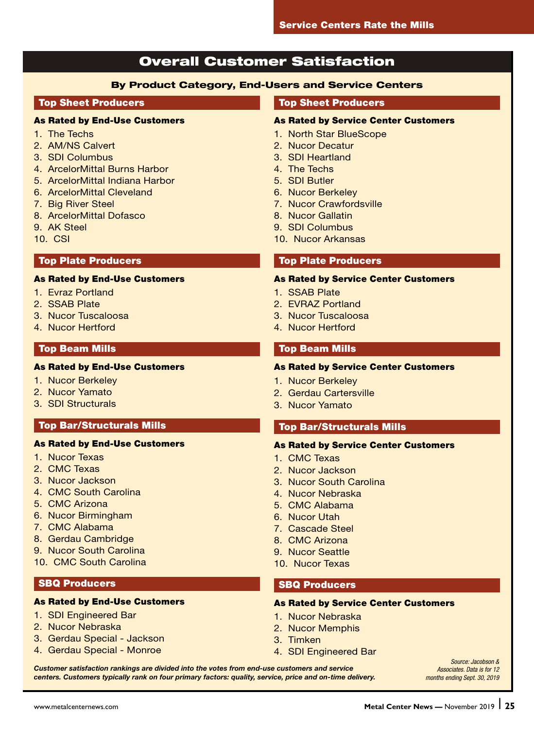# Overall Customer Satisfaction

## By Product Category, End-Users and Service Centers

### Top Sheet Producers

**As Rated by End-Use Customers**

1. The Techs
2. AM/NS Calvert
3. SDI Columbus
4. ArcelorMittal Burns Harbor
5. ArcelorMittal Indiana Harbor
6. ArcelorMittal Cleveland
7. Big River Steel
8. ArcelorMittal Dofasco
9. AK Steel
10. CSI

### Top Sheet Producers

**As Rated by Service Center Customers**

1. North Star BlueScope
2. Nucor Decatur
3. SDI Heartland
4. The Techs
5. SDI Butler
6. Nucor Berkeley
7. Nucor Crawfordsville
8. Nucor Gallatin
9. SDI Columbus
10. Nucor Arkansas

### Top Plate Producers

**As Rated by End-Use Customers**

1. Evraz Portland
2. SSAB Plate
3. Nucor Tuscaloosa
4. Nucor Hertford

### Top Plate Producers

**As Rated by Service Center Customers**

1. SSAB Plate
2. EVRAZ Portland
3. Nucor Tuscaloosa
4. Nucor Hertford

### Top Beam Mills

**As Rated by End-Use Customers**

1. Nucor Berkeley
2. Nucor Yamato
3. SDI Structurals

### Top Beam Mills

**As Rated by Service Center Customers**

1. Nucor Berkeley
2. Gerdau Cartersville
3. Nucor Yamato

### Top Bar/Structurals Mills

**As Rated by End-Use Customers**

1. Nucor Texas
2. CMC Texas
3. Nucor Jackson
4. CMC South Carolina
5. CMC Arizona
6. Nucor Birmingham
7. CMC Alabama
8. Gerdau Cambridge
9. Nucor South Carolina
10. CMC South Carolina

### Top Bar/Structurals Mills

**As Rated by Service Center Customers**

1. CMC Texas
2. Nucor Jackson
3. Nucor South Carolina
4. Nucor Nebraska
5. CMC Alabama
6. Nucor Utah
7. Cascade Steel
8. CMC Arizona
9. Nucor Seattle
10. Nucor Texas

### SBQ Producers

**As Rated by End-Use Customers**

1. SDI Engineered Bar
2. Nucor Nebraska
3. Gerdau Special - Jackson
4. Gerdau Special - Monroe

### SBQ Producers

**As Rated by Service Center Customers**

1. Nucor Nebraska
2. Nucor Memphis
3. Timken
4. SDI Engineered Bar

***Customer satisfaction rankings are divided into the votes from end-use customers and service centers. Customers typically rank on four primary factors: quality, service, price and on-time delivery.***

*Source: Jacobson & Associates. Data is for 12 months ending Sept. 30, 2019*